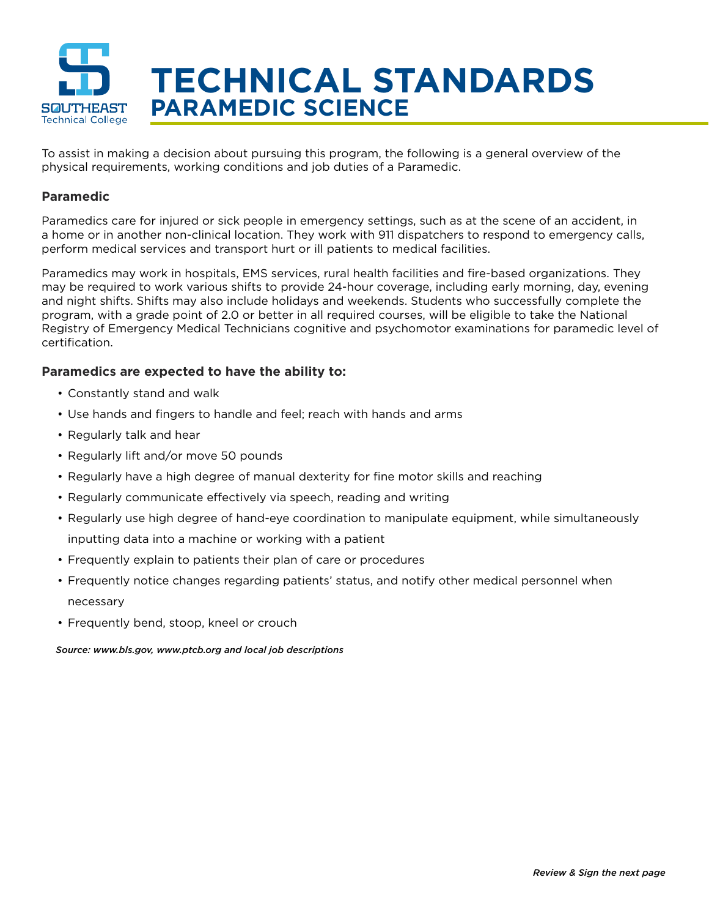# TECHNICAL STANDARDS
## PARAMEDIC SCIENCE

To assist in making a decision about pursuing this program, the following is a general overview of the physical requirements, working conditions and job duties of a Paramedic.

### Paramedic

Paramedics care for injured or sick people in emergency settings, such as at the scene of an accident, in a home or in another non-clinical location. They work with 911 dispatchers to respond to emergency calls, perform medical services and transport hurt or ill patients to medical facilities.

Paramedics may work in hospitals, EMS services, rural health facilities and fire-based organizations. They may be required to work various shifts to provide 24-hour coverage, including early morning, day, evening and night shifts. Shifts may also include holidays and weekends. Students who successfully complete the program, with a grade point of 2.0 or better in all required courses, will be eligible to take the National Registry of Emergency Medical Technicians cognitive and psychomotor examinations for paramedic level of certification.

### Paramedics are expected to have the ability to:

- Constantly stand and walk
- Use hands and fingers to handle and feel; reach with hands and arms
- Regularly talk and hear
- Regularly lift and/or move 50 pounds
- Regularly have a high degree of manual dexterity for fine motor skills and reaching
- Regularly communicate effectively via speech, reading and writing
- Regularly use high degree of hand-eye coordination to manipulate equipment, while simultaneously inputting data into a machine or working with a patient
- Frequently explain to patients their plan of care or procedures
- Frequently notice changes regarding patients' status, and notify other medical personnel when necessary
- Frequently bend, stoop, kneel or crouch

***Source: www.bls.gov, www.ptcb.org and local job descriptions***

***Review & Sign the next page***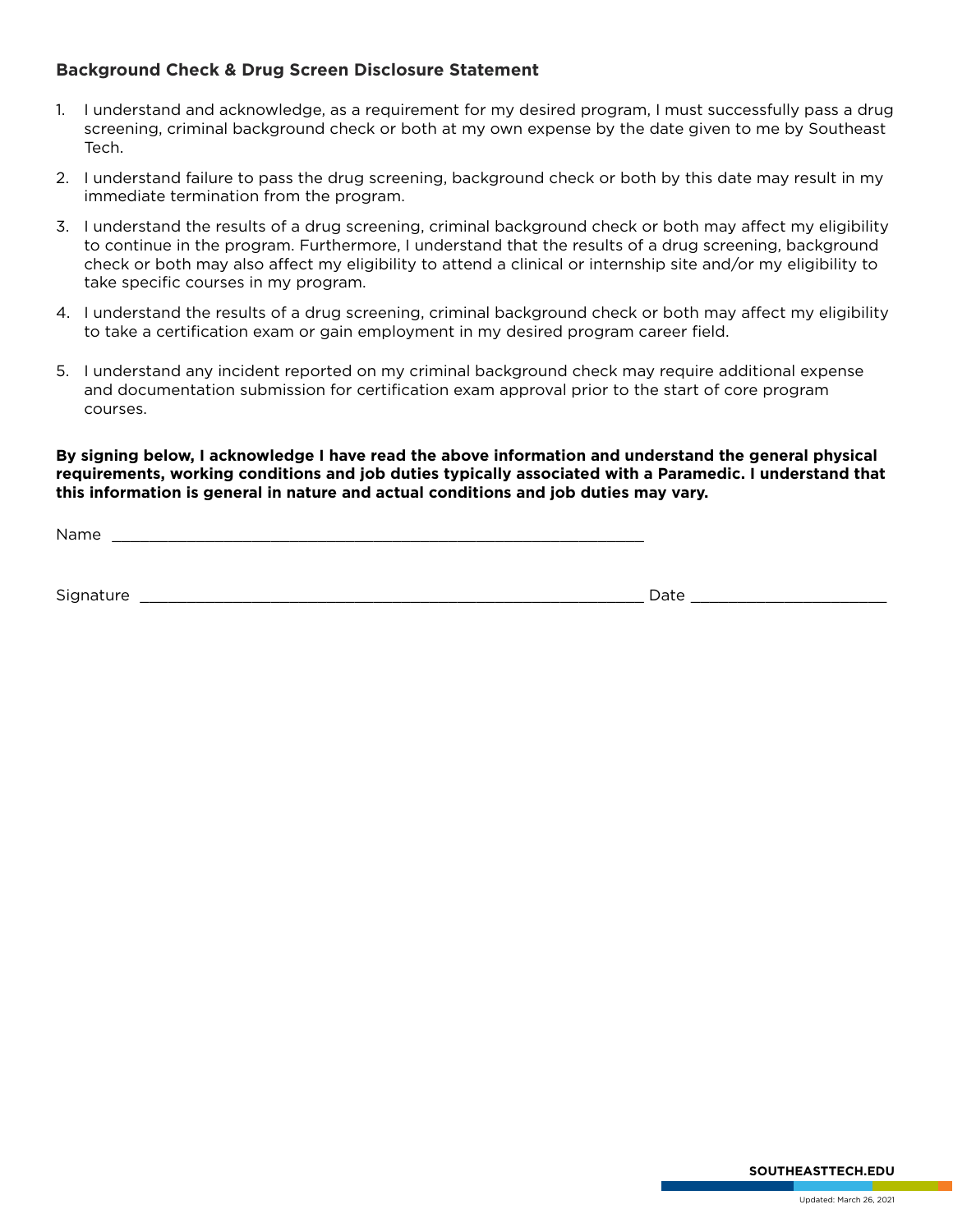### Background Check & Drug Screen Disclosure Statement

1. I understand and acknowledge, as a requirement for my desired program, I must successfully pass a drug screening, criminal background check or both at my own expense by the date given to me by Southeast Tech.
2. I understand failure to pass the drug screening, background check or both by this date may result in my immediate termination from the program.
3. I understand the results of a drug screening, criminal background check or both may affect my eligibility to continue in the program. Furthermore, I understand that the results of a drug screening, background check or both may also affect my eligibility to attend a clinical or internship site and/or my eligibility to take specific courses in my program.
4. I understand the results of a drug screening, criminal background check or both may affect my eligibility to take a certification exam or gain employment in my desired program career field.
5. I understand any incident reported on my criminal background check may require additional expense and documentation submission for certification exam approval prior to the start of core program courses.

**By signing below, I acknowledge I have read the above information and understand the general physical requirements, working conditions and job duties typically associated with a Paramedic. I understand that this information is general in nature and actual conditions and job duties may vary.**

Name ____________________________________________________________

Signature ________________________________________________________ Date ______________________

SOUTHEASTTECH.EDU

Updated: March 26, 2021